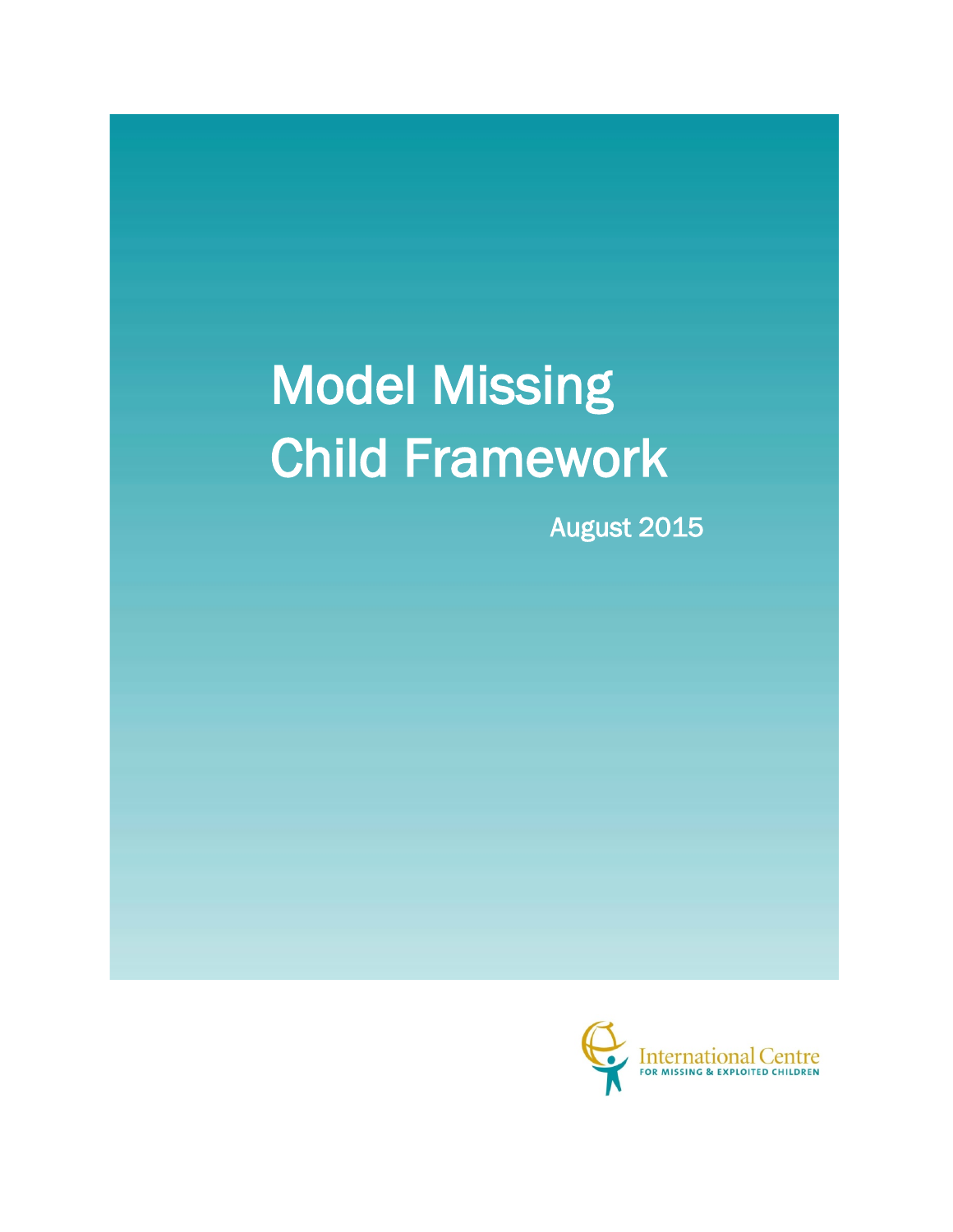# Model Missing Child Framework

August 2015

International Centre
FOR MISSING & EXPLOITED CHILDREN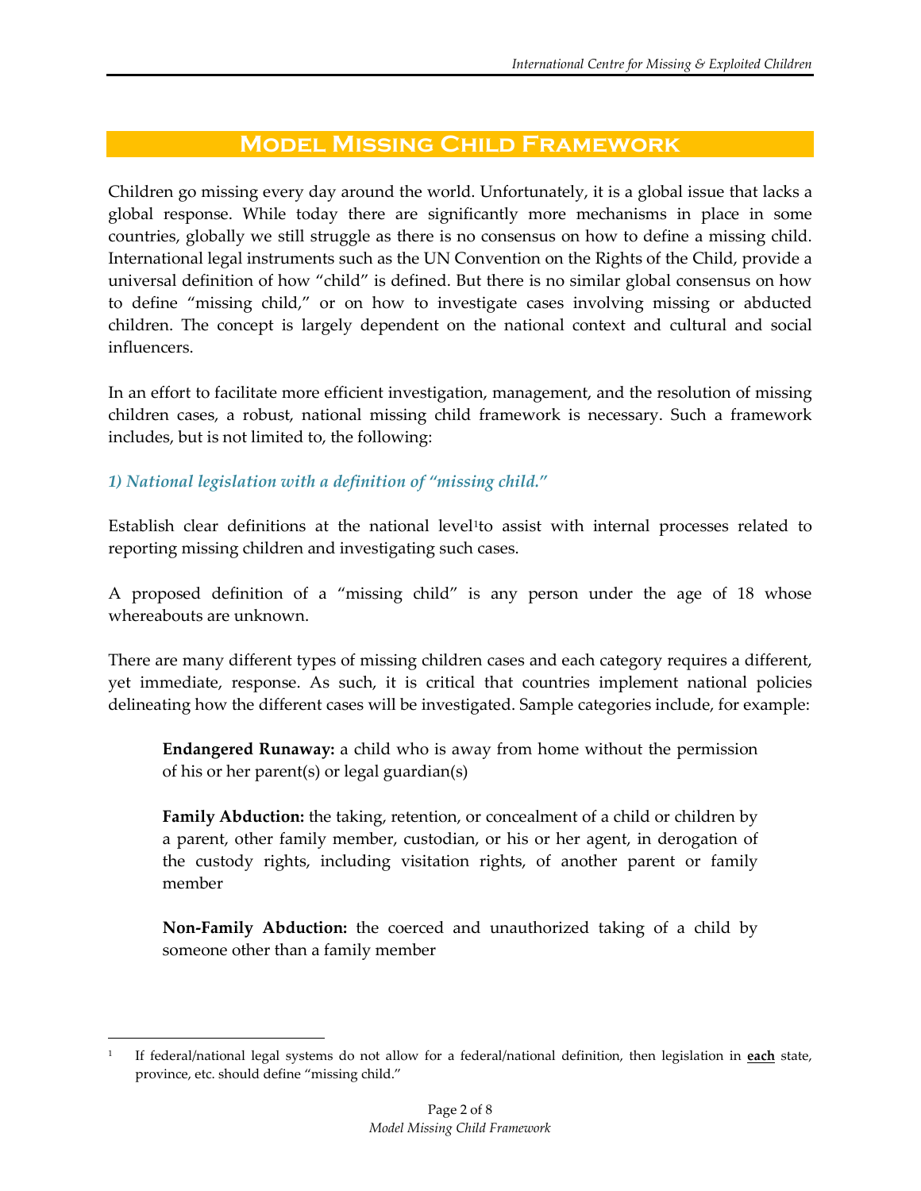# Model Missing Child Framework

Children go missing every day around the world. Unfortunately, it is a global issue that lacks a global response. While today there are significantly more mechanisms in place in some countries, globally we still struggle as there is no consensus on how to define a missing child. International legal instruments such as the UN Convention on the Rights of the Child, provide a universal definition of how "child" is defined. But there is no similar global consensus on how to define "missing child," or on how to investigate cases involving missing or abducted children. The concept is largely dependent on the national context and cultural and social influencers.

In an effort to facilitate more efficient investigation, management, and the resolution of missing children cases, a robust, national missing child framework is necessary. Such a framework includes, but is not limited to, the following:

### *1) National legislation with a definition of "missing child."*

Establish clear definitions at the national level[1] to assist with internal processes related to reporting missing children and investigating such cases.

A proposed definition of a "missing child" is any person under the age of 18 whose whereabouts are unknown.

There are many different types of missing children cases and each category requires a different, yet immediate, response. As such, it is critical that countries implement national policies delineating how the different cases will be investigated. Sample categories include, for example:

> **Endangered Runaway:** a child who is away from home without the permission of his or her parent(s) or legal guardian(s)
>
> **Family Abduction:** the taking, retention, or concealment of a child or children by a parent, other family member, custodian, or his or her agent, in derogation of the custody rights, including visitation rights, of another parent or family member
>
> **Non-Family Abduction:** the coerced and unauthorized taking of a child by someone other than a family member

---

[1] If federal/national legal systems do not allow for a federal/national definition, then legislation in **each** state, province, etc. should define "missing child."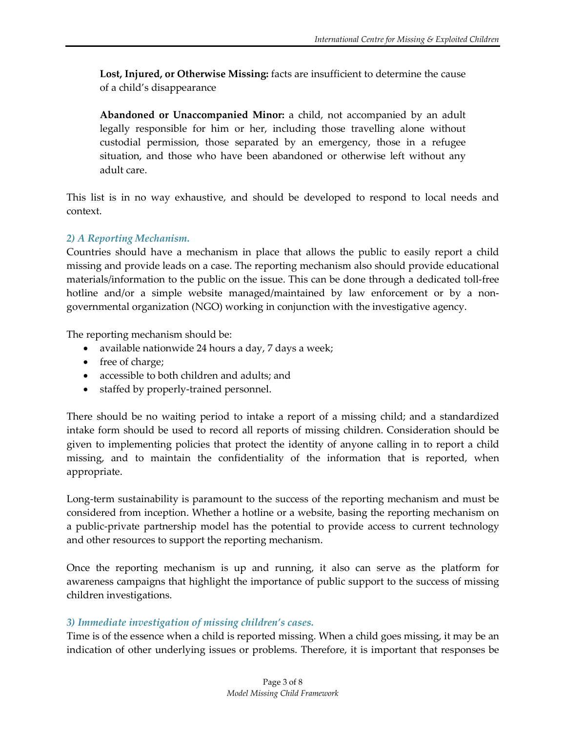**Lost, Injured, or Otherwise Missing:** facts are insufficient to determine the cause of a child's disappearance

**Abandoned or Unaccompanied Minor:** a child, not accompanied by an adult legally responsible for him or her, including those travelling alone without custodial permission, those separated by an emergency, those in a refugee situation, and those who have been abandoned or otherwise left without any adult care.

This list is in no way exhaustive, and should be developed to respond to local needs and context.

### *2) A Reporting Mechanism.*

Countries should have a mechanism in place that allows the public to easily report a child missing and provide leads on a case. The reporting mechanism also should provide educational materials/information to the public on the issue. This can be done through a dedicated toll-free hotline and/or a simple website managed/maintained by law enforcement or by a non-governmental organization (NGO) working in conjunction with the investigative agency.

The reporting mechanism should be:

- available nationwide 24 hours a day, 7 days a week;
- free of charge;
- accessible to both children and adults; and
- staffed by properly-trained personnel.

There should be no waiting period to intake a report of a missing child; and a standardized intake form should be used to record all reports of missing children. Consideration should be given to implementing policies that protect the identity of anyone calling in to report a child missing, and to maintain the confidentiality of the information that is reported, when appropriate.

Long-term sustainability is paramount to the success of the reporting mechanism and must be considered from inception. Whether a hotline or a website, basing the reporting mechanism on a public-private partnership model has the potential to provide access to current technology and other resources to support the reporting mechanism.

Once the reporting mechanism is up and running, it also can serve as the platform for awareness campaigns that highlight the importance of public support to the success of missing children investigations.

### *3) Immediate investigation of missing children's cases.*

Time is of the essence when a child is reported missing. When a child goes missing, it may be an indication of other underlying issues or problems. Therefore, it is important that responses be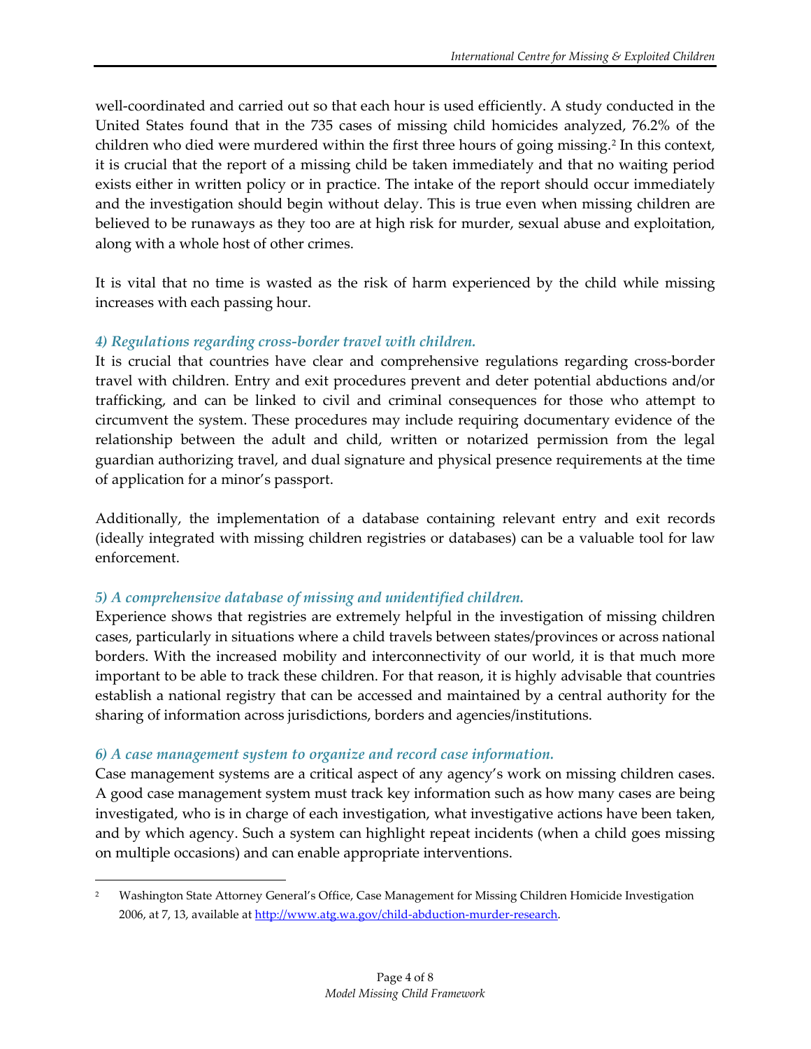well-coordinated and carried out so that each hour is used efficiently. A study conducted in the United States found that in the 735 cases of missing child homicides analyzed, 76.2% of the children who died were murdered within the first three hours of going missing.[2] In this context, it is crucial that the report of a missing child be taken immediately and that no waiting period exists either in written policy or in practice. The intake of the report should occur immediately and the investigation should begin without delay. This is true even when missing children are believed to be runaways as they too are at high risk for murder, sexual abuse and exploitation, along with a whole host of other crimes.

It is vital that no time is wasted as the risk of harm experienced by the child while missing increases with each passing hour.

### *4) Regulations regarding cross-border travel with children.*

It is crucial that countries have clear and comprehensive regulations regarding cross-border travel with children. Entry and exit procedures prevent and deter potential abductions and/or trafficking, and can be linked to civil and criminal consequences for those who attempt to circumvent the system. These procedures may include requiring documentary evidence of the relationship between the adult and child, written or notarized permission from the legal guardian authorizing travel, and dual signature and physical presence requirements at the time of application for a minor's passport.

Additionally, the implementation of a database containing relevant entry and exit records (ideally integrated with missing children registries or databases) can be a valuable tool for law enforcement.

### *5) A comprehensive database of missing and unidentified children.*

Experience shows that registries are extremely helpful in the investigation of missing children cases, particularly in situations where a child travels between states/provinces or across national borders. With the increased mobility and interconnectivity of our world, it is that much more important to be able to track these children. For that reason, it is highly advisable that countries establish a national registry that can be accessed and maintained by a central authority for the sharing of information across jurisdictions, borders and agencies/institutions.

### *6) A case management system to organize and record case information.*

Case management systems are a critical aspect of any agency's work on missing children cases. A good case management system must track key information such as how many cases are being investigated, who is in charge of each investigation, what investigative actions have been taken, and by which agency. Such a system can highlight repeat incidents (when a child goes missing on multiple occasions) and can enable appropriate interventions.

---

[2] Washington State Attorney General's Office, Case Management for Missing Children Homicide Investigation 2006, at 7, 13, available at http://www.atg.wa.gov/child-abduction-murder-research.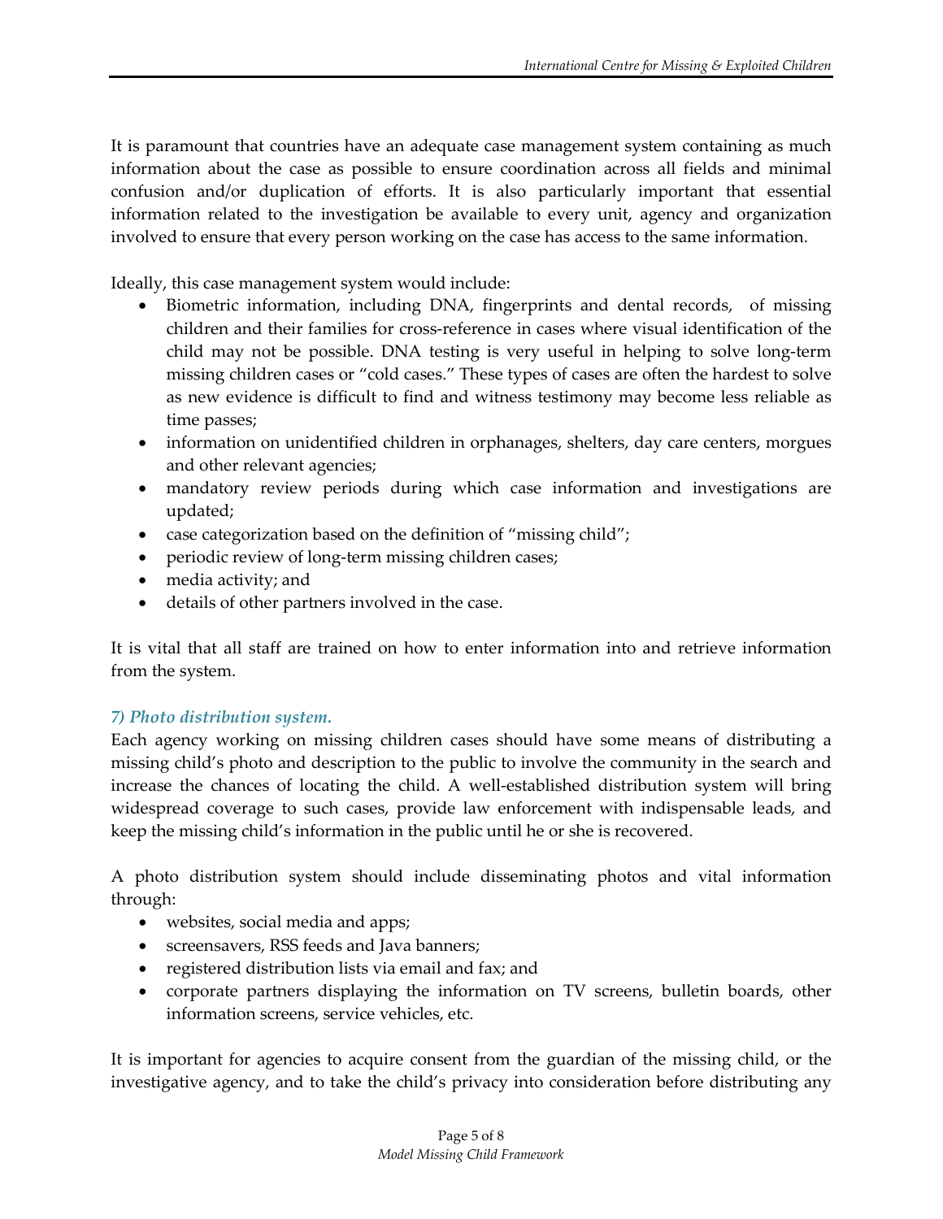It is paramount that countries have an adequate case management system containing as much information about the case as possible to ensure coordination across all fields and minimal confusion and/or duplication of efforts. It is also particularly important that essential information related to the investigation be available to every unit, agency and organization involved to ensure that every person working on the case has access to the same information.

Ideally, this case management system would include:

- Biometric information, including DNA, fingerprints and dental records, of missing children and their families for cross-reference in cases where visual identification of the child may not be possible. DNA testing is very useful in helping to solve long-term missing children cases or "cold cases." These types of cases are often the hardest to solve as new evidence is difficult to find and witness testimony may become less reliable as time passes;
- information on unidentified children in orphanages, shelters, day care centers, morgues and other relevant agencies;
- mandatory review periods during which case information and investigations are updated;
- case categorization based on the definition of "missing child";
- periodic review of long-term missing children cases;
- media activity; and
- details of other partners involved in the case.

It is vital that all staff are trained on how to enter information into and retrieve information from the system.

### *7) Photo distribution system.*

Each agency working on missing children cases should have some means of distributing a missing child's photo and description to the public to involve the community in the search and increase the chances of locating the child. A well-established distribution system will bring widespread coverage to such cases, provide law enforcement with indispensable leads, and keep the missing child's information in the public until he or she is recovered.

A photo distribution system should include disseminating photos and vital information through:

- websites, social media and apps;
- screensavers, RSS feeds and Java banners;
- registered distribution lists via email and fax; and
- corporate partners displaying the information on TV screens, bulletin boards, other information screens, service vehicles, etc.

It is important for agencies to acquire consent from the guardian of the missing child, or the investigative agency, and to take the child's privacy into consideration before distributing any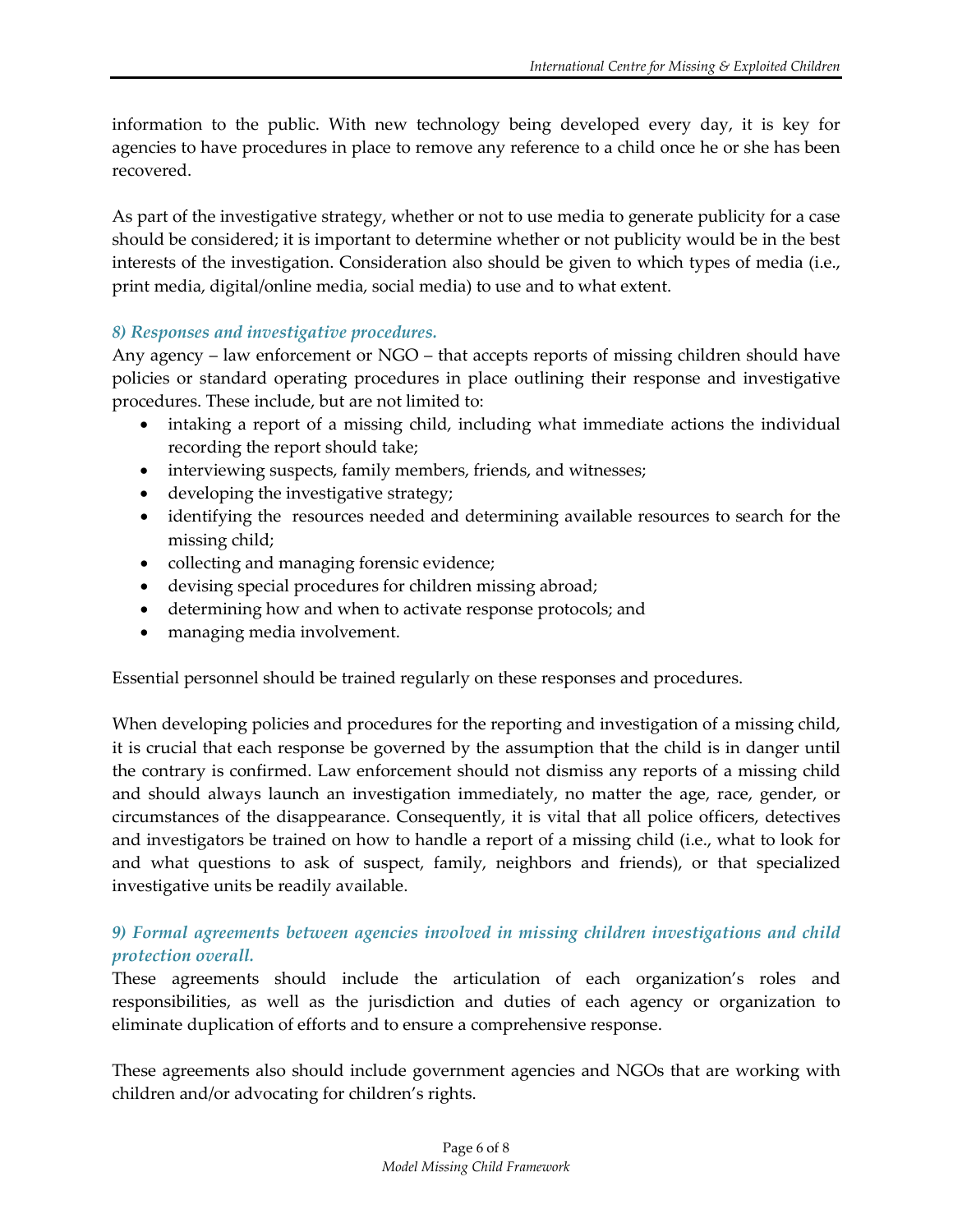information to the public. With new technology being developed every day, it is key for agencies to have procedures in place to remove any reference to a child once he or she has been recovered.

As part of the investigative strategy, whether or not to use media to generate publicity for a case should be considered; it is important to determine whether or not publicity would be in the best interests of the investigation. Consideration also should be given to which types of media (i.e., print media, digital/online media, social media) to use and to what extent.

### *8) Responses and investigative procedures.*

Any agency – law enforcement or NGO – that accepts reports of missing children should have policies or standard operating procedures in place outlining their response and investigative procedures. These include, but are not limited to:

- intaking a report of a missing child, including what immediate actions the individual recording the report should take;
- interviewing suspects, family members, friends, and witnesses;
- developing the investigative strategy;
- identifying the resources needed and determining available resources to search for the missing child;
- collecting and managing forensic evidence;
- devising special procedures for children missing abroad;
- determining how and when to activate response protocols; and
- managing media involvement.

Essential personnel should be trained regularly on these responses and procedures.

When developing policies and procedures for the reporting and investigation of a missing child, it is crucial that each response be governed by the assumption that the child is in danger until the contrary is confirmed. Law enforcement should not dismiss any reports of a missing child and should always launch an investigation immediately, no matter the age, race, gender, or circumstances of the disappearance. Consequently, it is vital that all police officers, detectives and investigators be trained on how to handle a report of a missing child (i.e., what to look for and what questions to ask of suspect, family, neighbors and friends), or that specialized investigative units be readily available.

### *9) Formal agreements between agencies involved in missing children investigations and child protection overall.*

These agreements should include the articulation of each organization's roles and responsibilities, as well as the jurisdiction and duties of each agency or organization to eliminate duplication of efforts and to ensure a comprehensive response.

These agreements also should include government agencies and NGOs that are working with children and/or advocating for children's rights.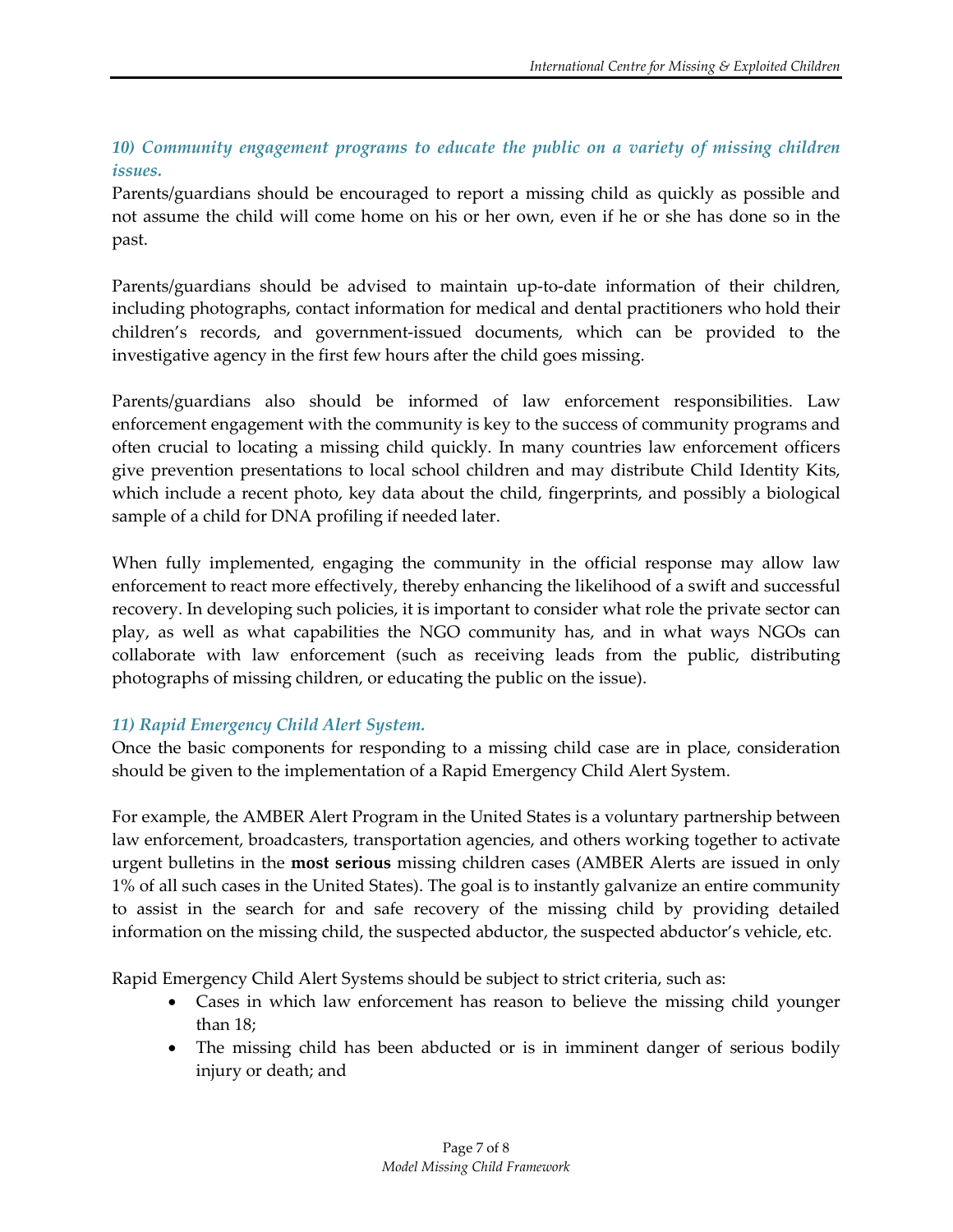### *10) Community engagement programs to educate the public on a variety of missing children issues.*

Parents/guardians should be encouraged to report a missing child as quickly as possible and not assume the child will come home on his or her own, even if he or she has done so in the past.

Parents/guardians should be advised to maintain up-to-date information of their children, including photographs, contact information for medical and dental practitioners who hold their children's records, and government-issued documents, which can be provided to the investigative agency in the first few hours after the child goes missing.

Parents/guardians also should be informed of law enforcement responsibilities. Law enforcement engagement with the community is key to the success of community programs and often crucial to locating a missing child quickly. In many countries law enforcement officers give prevention presentations to local school children and may distribute Child Identity Kits, which include a recent photo, key data about the child, fingerprints, and possibly a biological sample of a child for DNA profiling if needed later.

When fully implemented, engaging the community in the official response may allow law enforcement to react more effectively, thereby enhancing the likelihood of a swift and successful recovery. In developing such policies, it is important to consider what role the private sector can play, as well as what capabilities the NGO community has, and in what ways NGOs can collaborate with law enforcement (such as receiving leads from the public, distributing photographs of missing children, or educating the public on the issue).

### *11) Rapid Emergency Child Alert System.*

Once the basic components for responding to a missing child case are in place, consideration should be given to the implementation of a Rapid Emergency Child Alert System.

For example, the AMBER Alert Program in the United States is a voluntary partnership between law enforcement, broadcasters, transportation agencies, and others working together to activate urgent bulletins in the **most serious** missing children cases (AMBER Alerts are issued in only 1% of all such cases in the United States). The goal is to instantly galvanize an entire community to assist in the search for and safe recovery of the missing child by providing detailed information on the missing child, the suspected abductor, the suspected abductor's vehicle, etc.

Rapid Emergency Child Alert Systems should be subject to strict criteria, such as:

- Cases in which law enforcement has reason to believe the missing child younger than 18;
- The missing child has been abducted or is in imminent danger of serious bodily injury or death; and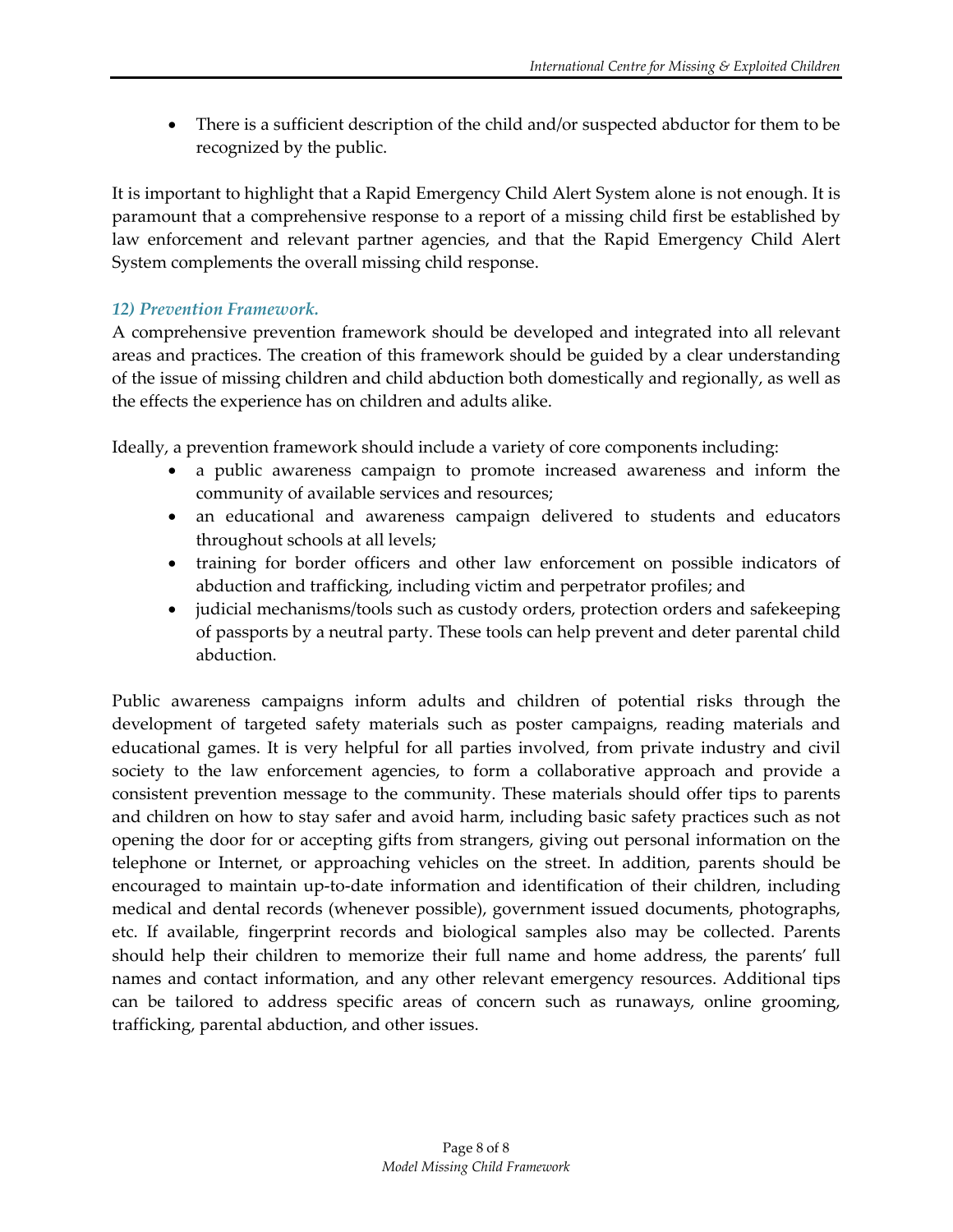- There is a sufficient description of the child and/or suspected abductor for them to be recognized by the public.

It is important to highlight that a Rapid Emergency Child Alert System alone is not enough. It is paramount that a comprehensive response to a report of a missing child first be established by law enforcement and relevant partner agencies, and that the Rapid Emergency Child Alert System complements the overall missing child response.

### *12) Prevention Framework.*

A comprehensive prevention framework should be developed and integrated into all relevant areas and practices. The creation of this framework should be guided by a clear understanding of the issue of missing children and child abduction both domestically and regionally, as well as the effects the experience has on children and adults alike.

Ideally, a prevention framework should include a variety of core components including:

- a public awareness campaign to promote increased awareness and inform the community of available services and resources;
- an educational and awareness campaign delivered to students and educators throughout schools at all levels;
- training for border officers and other law enforcement on possible indicators of abduction and trafficking, including victim and perpetrator profiles; and
- judicial mechanisms/tools such as custody orders, protection orders and safekeeping of passports by a neutral party. These tools can help prevent and deter parental child abduction.

Public awareness campaigns inform adults and children of potential risks through the development of targeted safety materials such as poster campaigns, reading materials and educational games. It is very helpful for all parties involved, from private industry and civil society to the law enforcement agencies, to form a collaborative approach and provide a consistent prevention message to the community. These materials should offer tips to parents and children on how to stay safer and avoid harm, including basic safety practices such as not opening the door for or accepting gifts from strangers, giving out personal information on the telephone or Internet, or approaching vehicles on the street. In addition, parents should be encouraged to maintain up-to-date information and identification of their children, including medical and dental records (whenever possible), government issued documents, photographs, etc. If available, fingerprint records and biological samples also may be collected. Parents should help their children to memorize their full name and home address, the parents' full names and contact information, and any other relevant emergency resources. Additional tips can be tailored to address specific areas of concern such as runaways, online grooming, trafficking, parental abduction, and other issues.